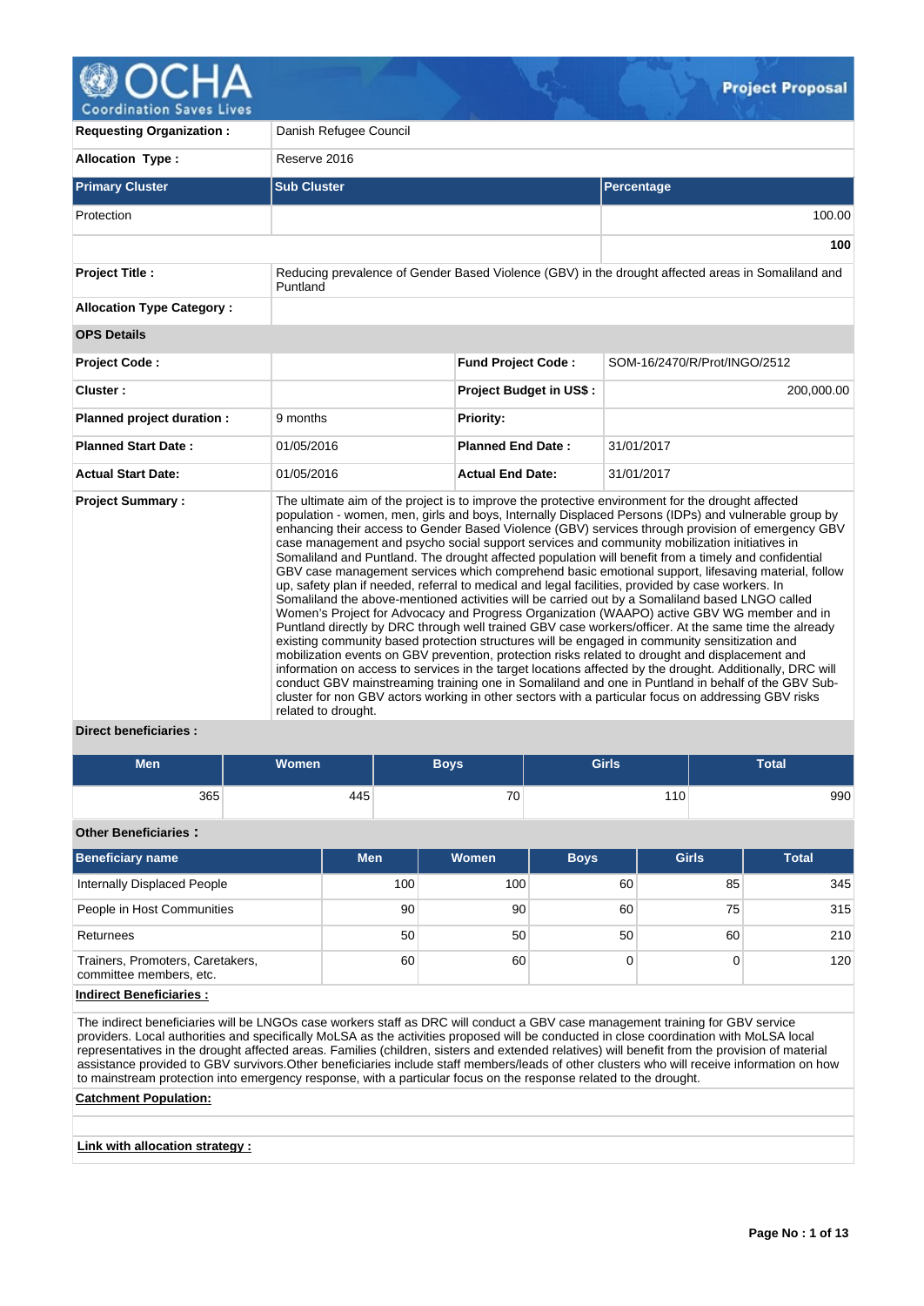# Project Proposal

| | |
|---|---|
| **Requesting Organization :** | Danish Refugee Council |
| **Allocation Type :** | Reserve 2016 |

| Primary Cluster | Sub Cluster | Percentage |
|---|---|---|
| Protection | | 100.00 |
| | | **100** |

| | |
|---|---|
| **Project Title :** | Reducing prevalence of Gender Based Violence (GBV) in the drought affected areas in Somaliland and Puntland |
| **Allocation Type Category :** | |

**OPS Details**

| | | | |
|---|---|---|---|
| **Project Code :** | | **Fund Project Code :** | SOM-16/2470/R/Prot/INGO/2512 |
| **Cluster :** | | **Project Budget in US$ :** | 200,000.00 |
| **Planned project duration :** | 9 months | **Priority:** | |
| **Planned Start Date :** | 01/05/2016 | **Planned End Date :** | 31/01/2017 |
| **Actual Start Date:** | 01/05/2016 | **Actual End Date:** | 31/01/2017 |

**Project Summary :**

The ultimate aim of the project is to improve the protective environment for the drought affected population - women, men, girls and boys, Internally Displaced Persons (IDPs) and vulnerable group by enhancing their access to Gender Based Violence (GBV) services through provision of emergency GBV case management and psycho social support services and community mobilization initiatives in Somaliland and Puntland. The drought affected population will benefit from a timely and confidential GBV case management services which comprehend basic emotional support, lifesaving material, follow up, safety plan if needed, referral to medical and legal facilities, provided by case workers. In Somaliland the above-mentioned activities will be carried out by a Somaliland based LNGO called Women's Project for Advocacy and Progress Organization (WAAPO) active GBV WG member and in Puntland directly by DRC through well trained GBV case workers/officer. At the same time the already existing community based protection structures will be engaged in community sensitization and mobilization events on GBV prevention, protection risks related to drought and displacement and information on access to services in the target locations affected by the drought. Additionally, DRC will conduct GBV mainstreaming training one in Somaliland and one in Puntland in behalf of the GBV Sub-cluster for non GBV actors working in other sectors with a particular focus on addressing GBV risks related to drought.

**Direct beneficiaries :**

| Men | Women | Boys | Girls | Total |
|---|---|---|---|---|
| 365 | 445 | 70 | 110 | 990 |

**Other Beneficiaries :**

| Beneficiary name | Men | Women | Boys | Girls | Total |
|---|---|---|---|---|---|
| Internally Displaced People | 100 | 100 | 60 | 85 | 345 |
| People in Host Communities | 90 | 90 | 60 | 75 | 315 |
| Returnees | 50 | 50 | 50 | 60 | 210 |
| Trainers, Promoters, Caretakers, committee members, etc. | 60 | 60 | 0 | 0 | 120 |

**Indirect Beneficiaries :**

The indirect beneficiaries will be LNGOs case workers staff as DRC will conduct a GBV case management training for GBV service providers. Local authorities and specifically MoLSA as the activities proposed will be conducted in close coordination with MoLSA local representatives in the drought affected areas. Families (children, sisters and extended relatives) will benefit from the provision of material assistance provided to GBV survivors.Other beneficiaries include staff members/leads of other clusters who will receive information on how to mainstream protection into emergency response, with a particular focus on the response related to the drought.

**Catchment Population:**

**Link with allocation strategy :**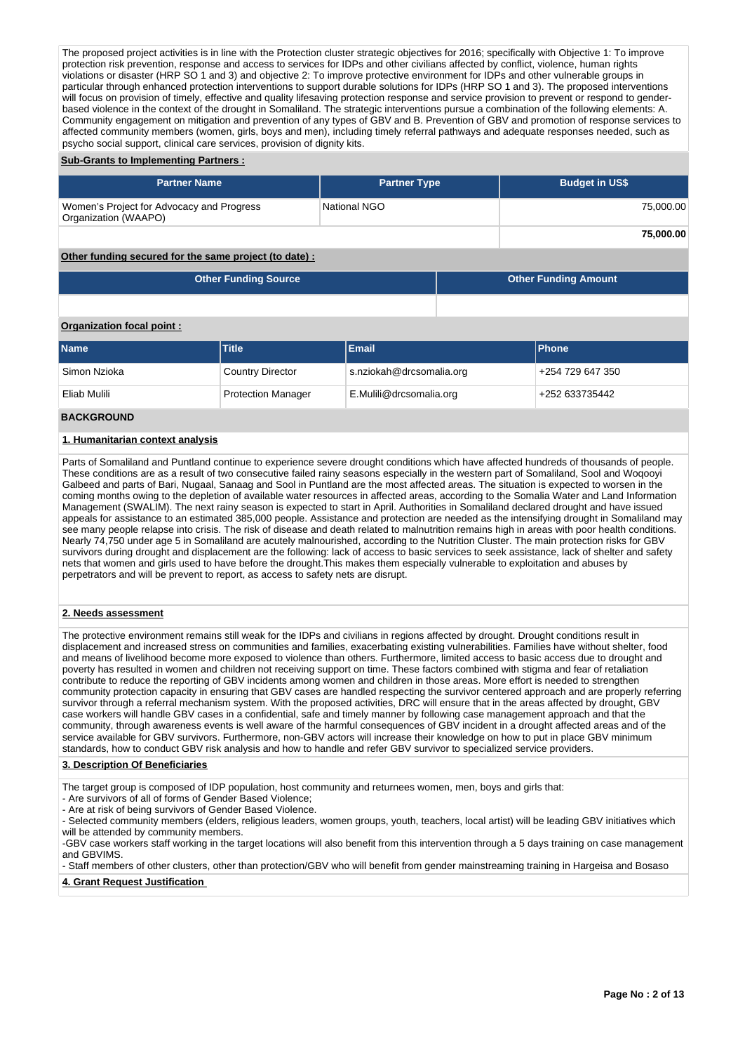The proposed project activities is in line with the Protection cluster strategic objectives for 2016; specifically with Objective 1: To improve protection risk prevention, response and access to services for IDPs and other civilians affected by conflict, violence, human rights violations or disaster (HRP SO 1 and 3) and objective 2: To improve protective environment for IDPs and other vulnerable groups in particular through enhanced protection interventions to support durable solutions for IDPs (HRP SO 1 and 3). The proposed interventions will focus on provision of timely, effective and quality lifesaving protection response and service provision to prevent or respond to gender-based violence in the context of the drought in Somaliland. The strategic interventions pursue a combination of the following elements: A. Community engagement on mitigation and prevention of any types of GBV and B. Prevention of GBV and promotion of response services to affected community members (women, girls, boys and men), including timely referral pathways and adequate responses needed, such as psycho social support, clinical care services, provision of dignity kits.

**Sub-Grants to Implementing Partners :**

| Partner Name | Partner Type | Budget in US$ |
| --- | --- | --- |
| Women's Project for Advocacy and Progress Organization (WAAPO) | National NGO | 75,000.00 |
| | | **75,000.00** |

**Other funding secured for the same project (to date) :**

| Other Funding Source | Other Funding Amount |
| --- | --- |
| | |

**Organization focal point :**

| Name | Title | Email | Phone |
| --- | --- | --- | --- |
| Simon Nzioka | Country Director | s.nziokah@drcsomalia.org | +254 729 647 350 |
| Eliab Mulili | Protection Manager | E.Mulili@drcsomalia.org | +252 633735442 |

## BACKGROUND

### 1. Humanitarian context analysis

Parts of Somaliland and Puntland continue to experience severe drought conditions which have affected hundreds of thousands of people. These conditions are as a result of two consecutive failed rainy seasons especially in the western part of Somaliland, Sool and Woqooyi Galbeed and parts of Bari, Nugaal, Sanaag and Sool in Puntland are the most affected areas. The situation is expected to worsen in the coming months owing to the depletion of available water resources in affected areas, according to the Somalia Water and Land Information Management (SWALIM). The next rainy season is expected to start in April. Authorities in Somaliland declared drought and have issued appeals for assistance to an estimated 385,000 people. Assistance and protection are needed as the intensifying drought in Somaliland may see many people relapse into crisis. The risk of disease and death related to malnutrition remains high in areas with poor health conditions. Nearly 74,750 under age 5 in Somaliland are acutely malnourished, according to the Nutrition Cluster. The main protection risks for GBV survivors during drought and displacement are the following: lack of access to basic services to seek assistance, lack of shelter and safety nets that women and girls used to have before the drought.This makes them especially vulnerable to exploitation and abuses by perpetrators and will be prevent to report, as access to safety nets are disrupt.

### 2. Needs assessment

The protective environment remains still weak for the IDPs and civilians in regions affected by drought. Drought conditions result in displacement and increased stress on communities and families, exacerbating existing vulnerabilities. Families have without shelter, food and means of livelihood become more exposed to violence than others. Furthermore, limited access to basic access due to drought and poverty has resulted in women and children not receiving support on time. These factors combined with stigma and fear of retaliation contribute to reduce the reporting of GBV incidents among women and children in those areas. More effort is needed to strengthen community protection capacity in ensuring that GBV cases are handled respecting the survivor centered approach and are properly referring survivor through a referral mechanism system. With the proposed activities, DRC will ensure that in the areas affected by drought, GBV case workers will handle GBV cases in a confidential, safe and timely manner by following case management approach and that the community, through awareness events is well aware of the harmful consequences of GBV incident in a drought affected areas and of the service available for GBV survivors. Furthermore, non-GBV actors will increase their knowledge on how to put in place GBV minimum standards, how to conduct GBV risk analysis and how to handle and refer GBV survivor to specialized service providers.

### 3. Description Of Beneficiaries

The target group is composed of IDP population, host community and returnees women, men, boys and girls that:
- Are survivors of all of forms of Gender Based Violence;
- Are at risk of being survivors of Gender Based Violence.
- Selected community members (elders, religious leaders, women groups, youth, teachers, local artist) will be leading GBV initiatives which will be attended by community members.
-GBV case workers staff working in the target locations will also benefit from this intervention through a 5 days training on case management and GBVIMS.
- Staff members of other clusters, other than protection/GBV who will benefit from gender mainstreaming training in Hargeisa and Bosaso

### 4. Grant Request Justification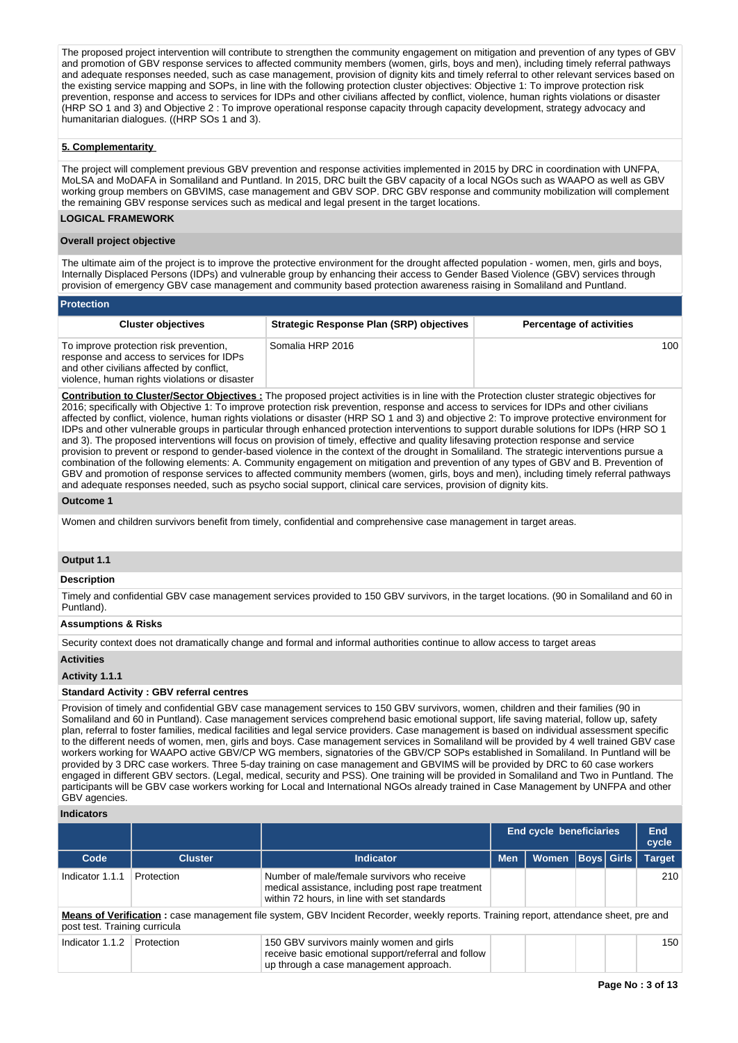The proposed project intervention will contribute to strengthen the community engagement on mitigation and prevention of any types of GBV and promotion of GBV response services to affected community members (women, girls, boys and men), including timely referral pathways and adequate responses needed, such as case management, provision of dignity kits and timely referral to other relevant services based on the existing service mapping and SOPs, in line with the following protection cluster objectives: Objective 1: To improve protection risk prevention, response and access to services for IDPs and other civilians affected by conflict, violence, human rights violations or disaster (HRP SO 1 and 3) and Objective 2 : To improve operational response capacity through capacity development, strategy advocacy and humanitarian dialogues. ((HRP SOs 1 and 3).

**5. Complementarity**

The project will complement previous GBV prevention and response activities implemented in 2015 by DRC in coordination with UNFPA, MoLSA and MoDAFA in Somaliland and Puntland. In 2015, DRC built the GBV capacity of a local NGOs such as WAAPO as well as GBV working group members on GBVIMS, case management and GBV SOP. DRC GBV response and community mobilization will complement the remaining GBV response services such as medical and legal present in the target locations.

## LOGICAL FRAMEWORK

### Overall project objective

The ultimate aim of the project is to improve the protective environment for the drought affected population - women, men, girls and boys, Internally Displaced Persons (IDPs) and vulnerable group by enhancing their access to Gender Based Violence (GBV) services through provision of emergency GBV case management and community based protection awareness raising in Somaliland and Puntland.

### Protection

| Cluster objectives | Strategic Response Plan (SRP) objectives | Percentage of activities |
|---|---|---|
| To improve protection risk prevention, response and access to services for IDPs and other civilians affected by conflict, violence, human rights violations or disaster | Somalia HRP 2016 | 100 |

**Contribution to Cluster/Sector Objectives :** The proposed project activities is in line with the Protection cluster strategic objectives for 2016; specifically with Objective 1: To improve protection risk prevention, response and access to services for IDPs and other civilians affected by conflict, violence, human rights violations or disaster (HRP SO 1 and 3) and objective 2: To improve protective environment for IDPs and other vulnerable groups in particular through enhanced protection interventions to support durable solutions for IDPs (HRP SO 1 and 3). The proposed interventions will focus on provision of timely, effective and quality lifesaving protection response and service provision to prevent or respond to gender-based violence in the context of the drought in Somaliland. The strategic interventions pursue a combination of the following elements: A. Community engagement on mitigation and prevention of any types of GBV and B. Prevention of GBV and promotion of response services to affected community members (women, girls, boys and men), including timely referral pathways and adequate responses needed, such as psycho social support, clinical care services, provision of dignity kits.

### Outcome 1

Women and children survivors benefit from timely, confidential and comprehensive case management in target areas.

### Output 1.1

**Description**

Timely and confidential GBV case management services provided to 150 GBV survivors, in the target locations. (90 in Somaliland and 60 in Puntland).

**Assumptions & Risks**

Security context does not dramatically change and formal and informal authorities continue to allow access to target areas

**Activities**

**Activity 1.1.1**

**Standard Activity : GBV referral centres**

Provision of timely and confidential GBV case management services to 150 GBV survivors, women, children and their families (90 in Somaliland and 60 in Puntland). Case management services comprehend basic emotional support, life saving material, follow up, safety plan, referral to foster families, medical facilities and legal service providers. Case management is based on individual assessment specific to the different needs of women, men, girls and boys. Case management services in Somaliland will be provided by 4 well trained GBV case workers working for WAAPO active GBV/CP WG members, signatories of the GBV/CP SOPs established in Somaliland. In Puntland will be provided by 3 DRC case workers. Three 5-day training on case management and GBVIMS will be provided by DRC to 60 case workers engaged in different GBV sectors. (Legal, medical, security and PSS). One training will be provided in Somaliland and Two in Puntland. The participants will be GBV case workers working for Local and International NGOs already trained in Case Management by UNFPA and other GBV agencies.

**Indicators**

| | | | End cycle beneficiaries | | | | End cycle |
|---|---|---|---|---|---|---|---|
| Code | Cluster | Indicator | Men | Women | Boys | Girls | Target |
| Indicator 1.1.1 | Protection | Number of male/female survivors who receive medical assistance, including post rape treatment within 72 hours, in line with set standards | | | | | 210 |
| **Means of Verification :** case management file system, GBV Incident Recorder, weekly reports. Training report, attendance sheet, pre and post test. Training curricula | | | | | | | |
| Indicator 1.1.2 | Protection | 150 GBV survivors mainly women and girls receive basic emotional support/referral and follow up through a case management approach. | | | | | 150 |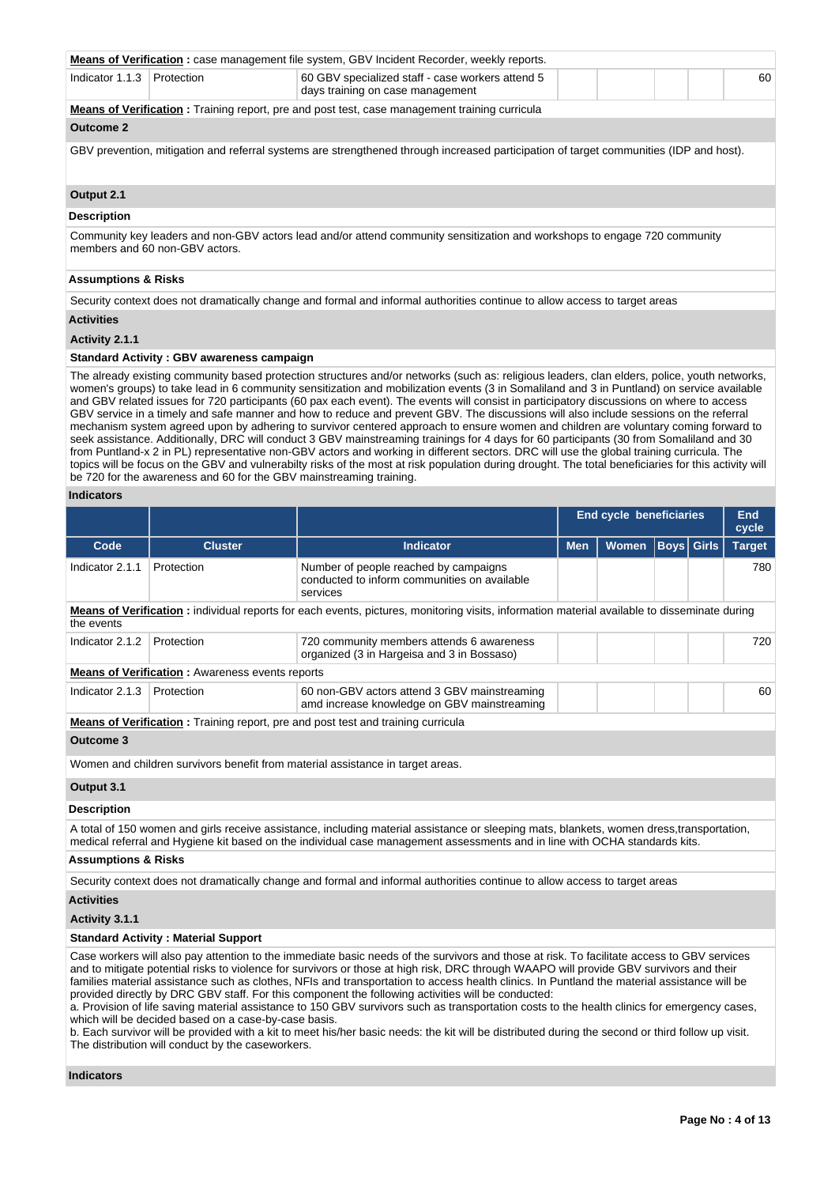**Means of Verification :** case management file system, GBV Incident Recorder, weekly reports.

| Indicator 1.1.3 | Protection | 60 GBV specialized staff - case workers attend 5 days training on case management | | | | | 60 |
|---|---|---|---|---|---|---|---|

**Means of Verification :** Training report, pre and post test, case management training curricula

### Outcome 2

GBV prevention, mitigation and referral systems are strengthened through increased participation of target communities (IDP and host).

### Output 2.1

**Description**

Community key leaders and non-GBV actors lead and/or attend community sensitization and workshops to engage 720 community members and 60 non-GBV actors.

**Assumptions & Risks**

Security context does not dramatically change and formal and informal authorities continue to allow access to target areas

**Activities**

**Activity 2.1.1**

**Standard Activity : GBV awareness campaign**

The already existing community based protection structures and/or networks (such as: religious leaders, clan elders, police, youth networks, women's groups) to take lead in 6 community sensitization and mobilization events (3 in Somaliland and 3 in Puntland) on service available and GBV related issues for 720 participants (60 pax each event). The events will consist in participatory discussions on where to access GBV service in a timely and safe manner and how to reduce and prevent GBV. The discussions will also include sessions on the referral mechanism system agreed upon by adhering to survivor centered approach to ensure women and children are voluntary coming forward to seek assistance. Additionally, DRC will conduct 3 GBV mainstreaming trainings for 4 days for 60 participants (30 from Somaliland and 30 from Puntland-x 2 in PL) representative non-GBV actors and working in different sectors. DRC will use the global training curricula. The topics will be focus on the GBV and vulnerabilty risks of the most at risk population during drought. The total beneficiaries for this activity will be 720 for the awareness and 60 for the GBV mainstreaming training.

**Indicators**

| | | | End cycle beneficiaries | | | | End cycle |
|---|---|---|---|---|---|---|---|
| **Code** | **Cluster** | **Indicator** | **Men** | **Women** | **Boys** | **Girls** | **Target** |
| Indicator 2.1.1 | Protection | Number of people reached by campaigns conducted to inform communities on available services | | | | | 780 |
| **Means of Verification :** individual reports for each events, pictures, monitoring visits, information material available to disseminate during the events | | | | | | | |
| Indicator 2.1.2 | Protection | 720 community members attends 6 awareness organized (3 in Hargeisa and 3 in Bossaso) | | | | | 720 |
| **Means of Verification :** Awareness events reports | | | | | | | |
| Indicator 2.1.3 | Protection | 60 non-GBV actors attend 3 GBV mainstreaming amd increase knowledge on GBV mainstreaming | | | | | 60 |
| **Means of Verification :** Training report, pre and post test and training curricula | | | | | | | |

### Outcome 3

Women and children survivors benefit from material assistance in target areas.

### Output 3.1

**Description**

A total of 150 women and girls receive assistance, including material assistance or sleeping mats, blankets, women dress,transportation, medical referral and Hygiene kit based on the individual case management assessments and in line with OCHA standards kits.

**Assumptions & Risks**

Security context does not dramatically change and formal and informal authorities continue to allow access to target areas

**Activities**

**Activity 3.1.1**

**Standard Activity : Material Support**

Case workers will also pay attention to the immediate basic needs of the survivors and those at risk. To facilitate access to GBV services and to mitigate potential risks to violence for survivors or those at high risk, DRC through WAAPO will provide GBV survivors and their families material assistance such as clothes, NFIs and transportation to access health clinics. In Puntland the material assistance will be provided directly by DRC GBV staff. For this component the following activities will be conducted:
a. Provision of life saving material assistance to 150 GBV survivors such as transportation costs to the health clinics for emergency cases, which will be decided based on a case-by-case basis.
b. Each survivor will be provided with a kit to meet his/her basic needs: the kit will be distributed during the second or third follow up visit. The distribution will conduct by the caseworkers.

**Indicators**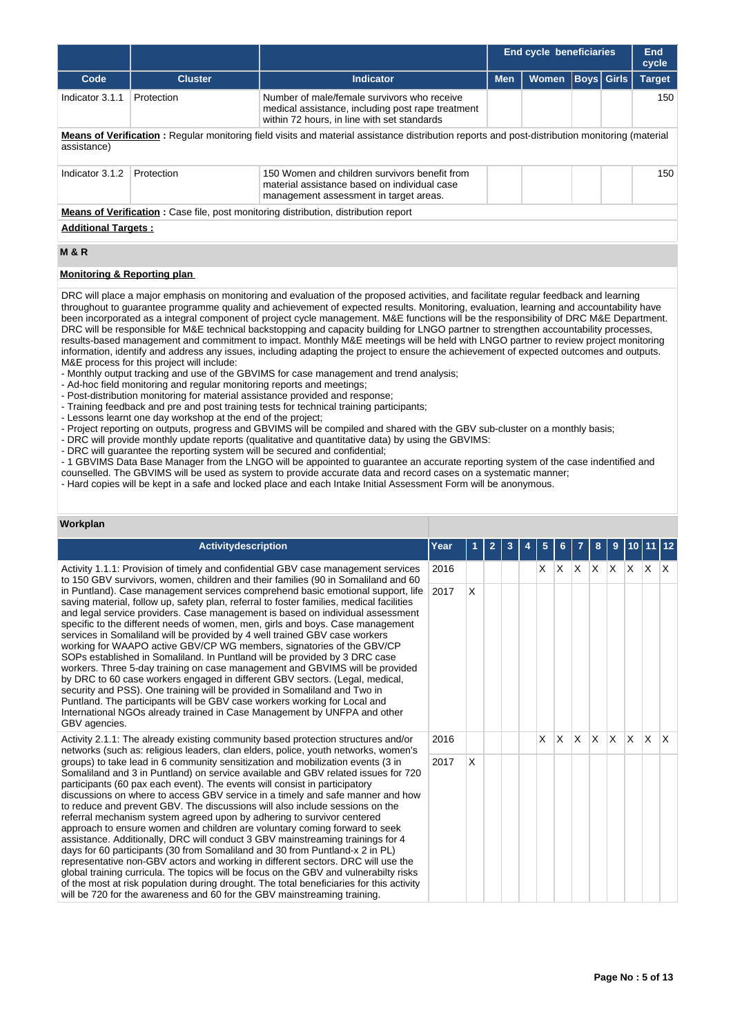| | | | End cycle beneficiaries | | | | End cycle |
|---|---|---|---|---|---|---|---|
| Code | Cluster | Indicator | Men | Women | Boys | Girls | Target |
| Indicator 3.1.1 | Protection | Number of male/female survivors who receive medical assistance, including post rape treatment within 72 hours, in line with set standards | | | | | 150 |

**Means of Verification :** Regular monitoring field visits and material assistance distribution reports and post-distribution monitoring (material assistance)

| Code | Cluster | Indicator | Men | Women | Boys | Girls | Target |
|---|---|---|---|---|---|---|---|
| Indicator 3.1.2 | Protection | 150 Women and children survivors benefit from material assistance based on individual case management assessment in target areas. | | | | | 150 |

**Means of Verification :** Case file, post monitoring distribution, distribution report

**Additional Targets :**

## M & R

**Monitoring & Reporting plan**

DRC will place a major emphasis on monitoring and evaluation of the proposed activities, and facilitate regular feedback and learning throughout to guarantee programme quality and achievement of expected results. Monitoring, evaluation, learning and accountability have been incorporated as a integral component of project cycle management. M&E functions will be the responsibility of DRC M&E Department. DRC will be responsible for M&E technical backstopping and capacity building for LNGO partner to strengthen accountability processes, results-based management and commitment to impact. Monthly M&E meetings will be held with LNGO partner to review project monitoring information, identify and address any issues, including adapting the project to ensure the achievement of expected outcomes and outputs. M&E process for this project will include:
- Monthly output tracking and use of the GBVIMS for case management and trend analysis;
- Ad-hoc field monitoring and regular monitoring reports and meetings;
- Post-distribution monitoring for material assistance provided and response;
- Training feedback and pre and post training tests for technical training participants;
- Lessons learnt one day workshop at the end of the project;
- Project reporting on outputs, progress and GBVIMS will be compiled and shared with the GBV sub-cluster on a monthly basis;
- DRC will provide monthly update reports (qualitative and quantitative data) by using the GBVIMS:
- DRC will guarantee the reporting system will be secured and confidential;
- 1 GBVIMS Data Base Manager from the LNGO will be appointed to guarantee an accurate reporting system of the case indentified and counselled. The GBVIMS will be used as system to provide accurate data and record cases on a systematic manner;
- Hard copies will be kept in a safe and locked place and each Intake Initial Assessment Form will be anonymous.

## Workplan

| Activitydescription | Year | 1 | 2 | 3 | 4 | 5 | 6 | 7 | 8 | 9 | 10 | 11 | 12 |
|---|---|---|---|---|---|---|---|---|---|---|---|---|---|
| Activity 1.1.1: Provision of timely and confidential GBV case management services to 150 GBV survivors, women, children and their families (90 in Somaliland and 60 in Puntland). Case management services comprehend basic emotional support, life saving material, follow up, safety plan, referral to foster families, medical facilities and legal service providers. Case management is based on individual assessment specific to the different needs of women, men, girls and boys. Case management services in Somaliland will be provided by 4 well trained GBV case workers working for WAAPO active GBV/CP WG members, signatories of the GBV/CP SOPs established in Somaliland. In Puntland will be provided by 3 DRC case workers. Three 5-day training on case management and GBVIMS will be provided by DRC to 60 case workers engaged in different GBV sectors. (Legal, medical, security and PSS). One training will be provided in Somaliland and Two in Puntland. The participants will be GBV case workers working for Local and International NGOs already trained in Case Management by UNFPA and other GBV agencies. | 2016 | | | | | X | X | X | X | X | X | X | X |
| | 2017 | X | | | | | | | | | | | |
| Activity 2.1.1: The already existing community based protection structures and/or networks (such as: religious leaders, clan elders, police, youth networks, women's groups) to take lead in 6 community sensitization and mobilization events (3 in Somaliland and 3 in Puntland) on service available and GBV related issues for 720 participants (60 pax each event). The events will consist in participatory discussions on where to access GBV service in a timely and safe manner and how to reduce and prevent GBV. The discussions will also include sessions on the referral mechanism system agreed upon by adhering to survivor centered approach to ensure women and children are voluntary coming forward to seek assistance. Additionally, DRC will conduct 3 GBV mainstreaming trainings for 4 days for 60 participants (30 from Somaliland and 30 from Puntland-x 2 in PL) representative non-GBV actors and working in different sectors. DRC will use the global training curricula. The topics will be focus on the GBV and vulnerabilty risks of the most at risk population during drought. The total beneficiaries for this activity will be 720 for the awareness and 60 for the GBV mainstreaming training. | 2016 | | | | | X | X | X | X | X | X | X | X |
| | 2017 | X | | | | | | | | | | | |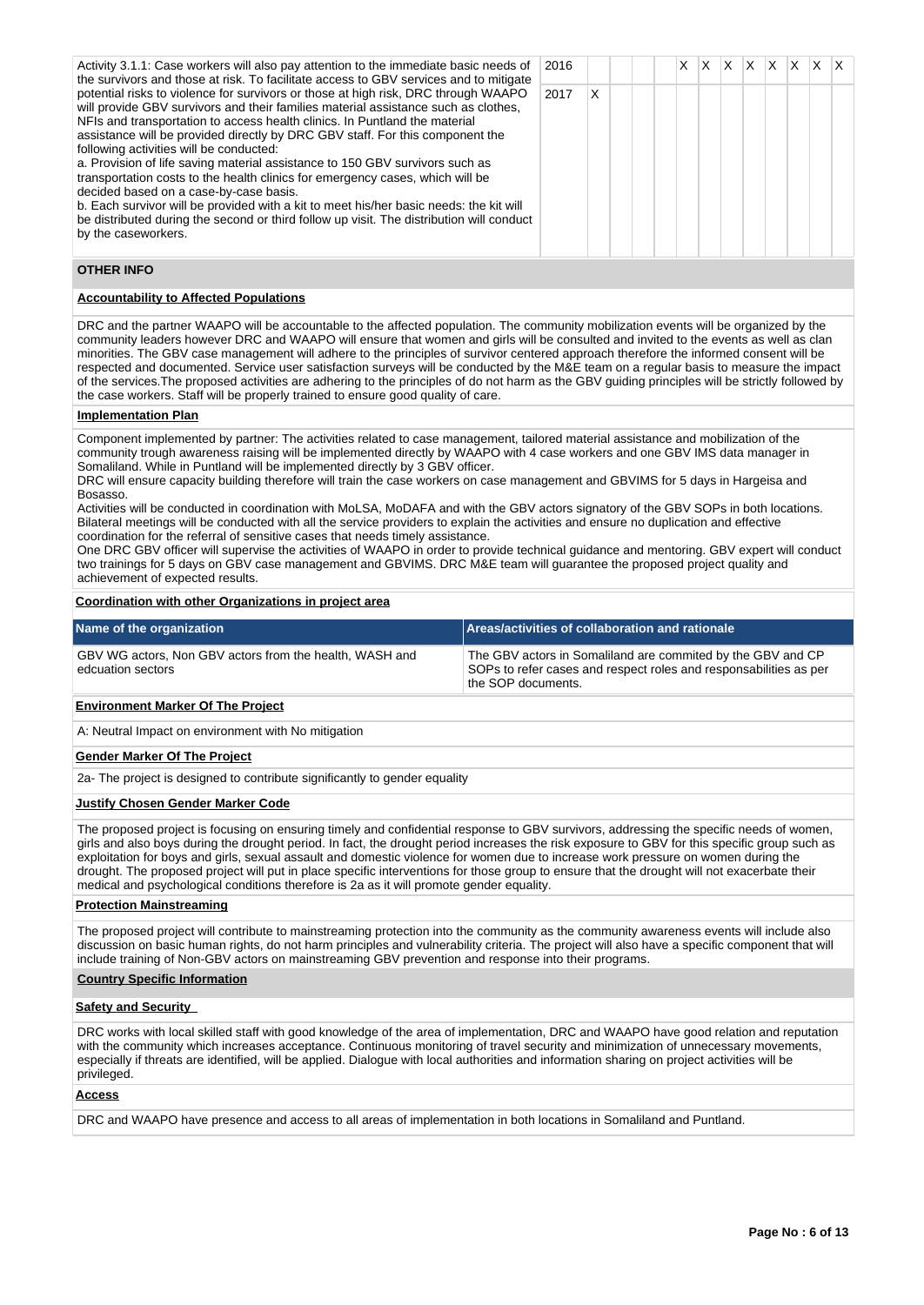| Activity | Year | 1 | 2 | 3 | 4 | 5 | 6 | 7 | 8 | 9 | 10 | 11 | 12 |
|---|---|---|---|---|---|---|---|---|---|---|---|---|---|
| Activity 3.1.1: Case workers will also pay attention to the immediate basic needs of the survivors and those at risk. To facilitate access to GBV services and to mitigate potential risks to violence for survivors or those at high risk, DRC through WAAPO will provide GBV survivors and their families material assistance such as clothes, NFIs and transportation to access health clinics. In Puntland the material assistance will be provided directly by DRC GBV staff. For this component the following activities will be conducted:<br>a. Provision of life saving material assistance to 150 GBV survivors such as transportation costs to the health clinics for emergency cases, which will be decided based on a case-by-case basis.<br>b. Each survivor will be provided with a kit to meet his/her basic needs: the kit will be distributed during the second or third follow up visit. The distribution will conduct by the caseworkers. | 2016 | | | | | X | X | X | X | X | X | X | X |
| | 2017 | X | | | | | | | | | | | |

## OTHER INFO

### Accountability to Affected Populations

DRC and the partner WAAPO will be accountable to the affected population. The community mobilization events will be organized by the community leaders however DRC and WAAPO will ensure that women and girls will be consulted and invited to the events as well as clan minorities. The GBV case management will adhere to the principles of survivor centered approach therefore the informed consent will be respected and documented. Service user satisfaction surveys will be conducted by the M&E team on a regular basis to measure the impact of the services.The proposed activities are adhering to the principles of do not harm as the GBV guiding principles will be strictly followed by the case workers. Staff will be properly trained to ensure good quality of care.

### Implementation Plan

Component implemented by partner: The activities related to case management, tailored material assistance and mobilization of the community trough awareness raising will be implemented directly by WAAPO with 4 case workers and one GBV IMS data manager in Somaliland. While in Puntland will be implemented directly by 3 GBV officer.
DRC will ensure capacity building therefore will train the case workers on case management and GBVIMS for 5 days in Hargeisa and Bosaso.
Activities will be conducted in coordination with MoLSA, MoDAFA and with the GBV actors signatory of the GBV SOPs in both locations. Bilateral meetings will be conducted with all the service providers to explain the activities and ensure no duplication and effective coordination for the referral of sensitive cases that needs timely assistance.
One DRC GBV officer will supervise the activities of WAAPO in order to provide technical guidance and mentoring. GBV expert will conduct two trainings for 5 days on GBV case management and GBVIMS. DRC M&E team will guarantee the proposed project quality and achievement of expected results.

### Coordination with other Organizations in project area

| Name of the organization | Areas/activities of collaboration and rationale |
|---|---|
| GBV WG actors, Non GBV actors from the health, WASH and edcuation sectors | The GBV actors in Somaliland are commited by the GBV and CP SOPs to refer cases and respect roles and responsabilities as per the SOP documents. |

### Environment Marker Of The Project

A: Neutral Impact on environment with No mitigation

### Gender Marker Of The Project

2a- The project is designed to contribute significantly to gender equality

### Justify Chosen Gender Marker Code

The proposed project is focusing on ensuring timely and confidential response to GBV survivors, addressing the specific needs of women, girls and also boys during the drought period. In fact, the drought period increases the risk exposure to GBV for this specific group such as exploitation for boys and girls, sexual assault and domestic violence for women due to increase work pressure on women during the drought. The proposed project will put in place specific interventions for those group to ensure that the drought will not exacerbate their medical and psychological conditions therefore is 2a as it will promote gender equality.

### Protection Mainstreaming

The proposed project will contribute to mainstreaming protection into the community as the community awareness events will include also discussion on basic human rights, do not harm principles and vulnerability criteria. The project will also have a specific component that will include training of Non-GBV actors on mainstreaming GBV prevention and response into their programs.

## Country Specific Information

### Safety and Security

DRC works with local skilled staff with good knowledge of the area of implementation, DRC and WAAPO have good relation and reputation with the community which increases acceptance. Continuous monitoring of travel security and minimization of unnecessary movements, especially if threats are identified, will be applied. Dialogue with local authorities and information sharing on project activities will be privileged.

### Access

DRC and WAAPO have presence and access to all areas of implementation in both locations in Somaliland and Puntland.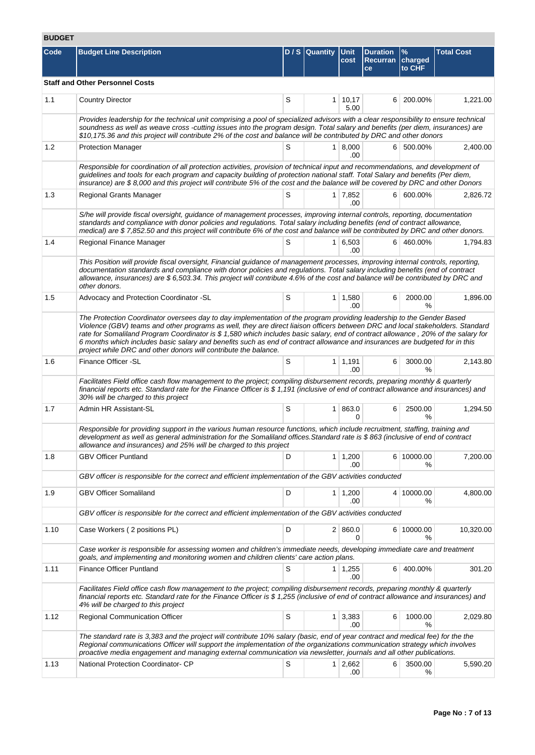## BUDGET

| Code | Budget Line Description | D / S | Quantity | Unit cost | Duration Recurrance | % charged to CHF | Total Cost |
|---|---|---|---|---|---|---|---|
| **Staff and Other Personnel Costs** | | | | | | | |
| 1.1 | Country Director | S | 1 | 10,175.00 | 6 | 200.00% | 1,221.00 |
| | *Provides leadership for the technical unit comprising a pool of specialized advisors with a clear responsibility to ensure technical soundness as well as weave cross -cutting issues into the program design. Total salary and benefits (per diem, insurances) are $10,175.36 and this project will contribute 2% of the cost and balance will be contributed by DRC and other donors* | | | | | | |
| 1.2 | Protection Manager | S | 1 | 8,000.00 | 6 | 500.00% | 2,400.00 |
| | *Responsible for coordination of all protection activities, provision of technical input and recommendations, and development of guidelines and tools for each program and capacity building of protection national staff. Total Salary and benefits (Per diem, insurance) are $ 8,000 and this project will contribute 5% of the cost and the balance will be covered by DRC and other Donors* | | | | | | |
| 1.3 | Regional Grants Manager | S | 1 | 7,852.00 | 6 | 600.00% | 2,826.72 |
| | *S/he will provide fiscal oversight, guidance of management processes, improving internal controls, reporting, documentation standards and compliance with donor policies and regulations. Total salary including benefits (end of contract allowance, medical) are $ 7,852.50 and this project will contribute 6% of the cost and balance will be contributed by DRC and other donors.* | | | | | | |
| 1.4 | Regional Finance Manager | S | 1 | 6,503.00 | 6 | 460.00% | 1,794.83 |
| | *This Position will provide fiscal oversight, Financial guidance of management processes, improving internal controls, reporting, documentation standards and compliance with donor policies and regulations. Total salary including benefits (end of contract allowance, insurances) are $ 6,503.34. This project will contribute 4.6% of the cost and balance will be contributed by DRC and other donors.* | | | | | | |
| 1.5 | Advocacy and Protection Coordinator -SL | S | 1 | 1,580.00 | 6 | 2000.00% | 1,896.00 |
| | *The Protection Coordinator oversees day to day implementation of the program providing leadership to the Gender Based Violence (GBV) teams and other programs as well, they are direct liaison officers between DRC and local stakeholders. Standard rate for Somaliland Program Coordinator is $ 1,580 which includes basic salary, end of contract allowance , 20% of the salary for 6 months which includes basic salary and benefits such as end of contract allowance and insurances are budgeted for in this project while DRC and other donors will contribute the balance.* | | | | | | |
| 1.6 | Finance Officer -SL | S | 1 | 1,191.00 | 6 | 3000.00% | 2,143.80 |
| | *Facilitates Field office cash flow management to the project; compiling disbursement records, preparing monthly & quarterly financial reports etc. Standard rate for the Finance Officer is $ 1,191 (inclusive of end of contract allowance and insurances) and 30% will be charged to this project* | | | | | | |
| 1.7 | Admin HR Assistant-SL | S | 1 | 863.00 | 6 | 2500.00% | 1,294.50 |
| | *Responsible for providing support in the various human resource functions, which include recruitment, staffing, training and development as well as general administration for the Somaliland offices.Standard rate is $ 863 (inclusive of end of contract allowance and insurances) and 25% will be charged to this project* | | | | | | |
| 1.8 | GBV Officer Puntland | D | 1 | 1,200.00 | 6 | 10000.00% | 7,200.00 |
| | *GBV officer is responsible for the correct and efficient implementation of the GBV activities conducted* | | | | | | |
| 1.9 | GBV Officer Somaliland | D | 1 | 1,200.00 | 4 | 10000.00% | 4,800.00 |
| | *GBV officer is responsible for the correct and efficient implementation of the GBV activities conducted* | | | | | | |
| 1.10 | Case Workers ( 2 positions PL) | D | 2 | 860.00 | 6 | 10000.00% | 10,320.00 |
| | *Case worker is responsible for assessing women and children's immediate needs, developing immediate care and treatment goals, and implementing and monitoring women and children clients' care action plans.* | | | | | | |
| 1.11 | Finance Officer Puntland | S | 1 | 1,255.00 | 6 | 400.00% | 301.20 |
| | *Facilitates Field office cash flow management to the project; compiling disbursement records, preparing monthly & quarterly financial reports etc. Standard rate for the Finance Officer is $ 1,255 (inclusive of end of contract allowance and insurances) and 4% will be charged to this project* | | | | | | |
| 1.12 | Regional Communication Officer | S | 1 | 3,383.00 | 6 | 1000.00% | 2,029.80 |
| | *The standard rate is 3,383 and the project will contribute 10% salary (basic, end of year contract and medical fee) for the the Regional communications Officer will support the implementation of the organizations communication strategy which involves proactive media engagement and managing external communication via newsletter, journals and all other publications.* | | | | | | |
| 1.13 | National Protection Coordinator- CP | S | 1 | 2,662.00 | 6 | 3500.00% | 5,590.20 |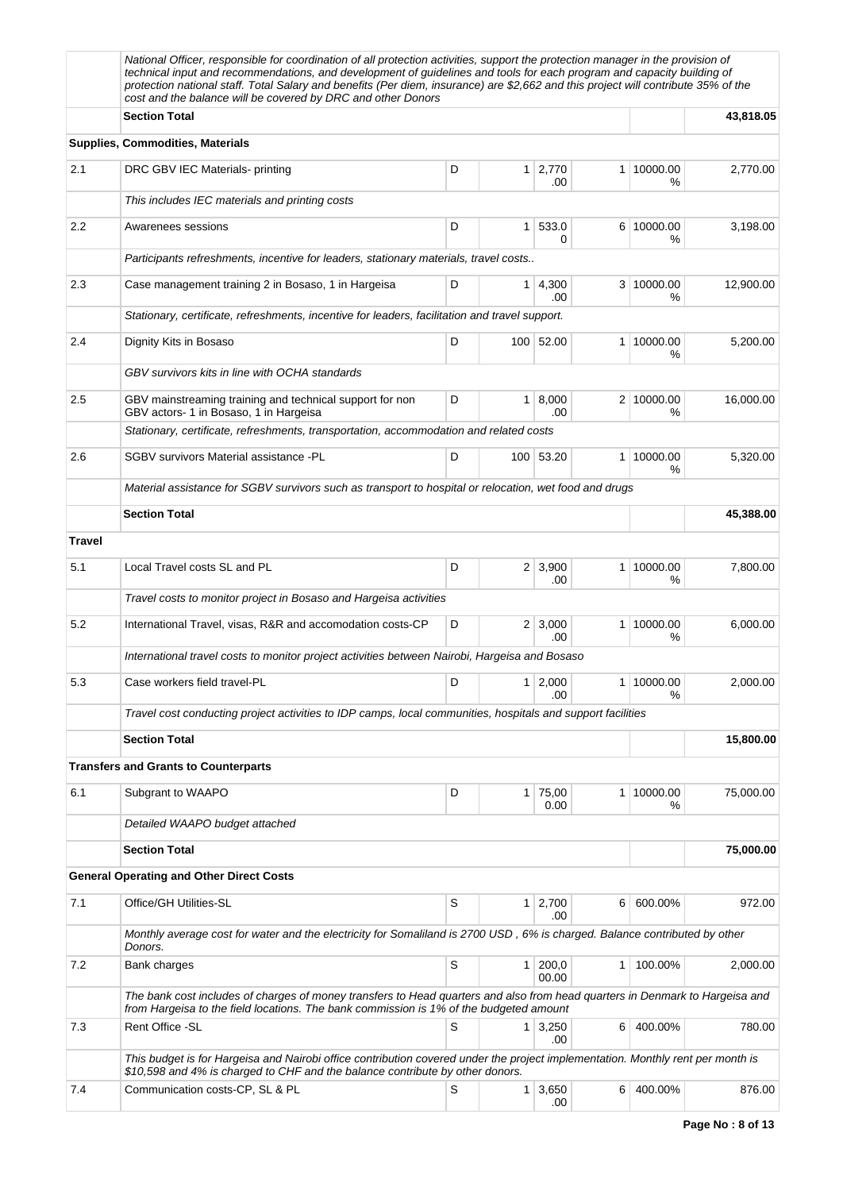| | | | | | | | |
|---|---|---|---|---|---|---|---|
| | *National Officer, responsible for coordination of all protection activities, support the protection manager in the provision of technical input and recommendations, and development of guidelines and tools for each program and capacity building of protection national staff. Total Salary and benefits (Per diem, insurance) are $2,662 and this project will contribute 35% of the cost and the balance will be covered by DRC and other Donors* | | | | | | |
| | **Section Total** | | | | | | **43,818.05** |
| | **Supplies, Commodities, Materials** | | | | | | |
| 2.1 | DRC GBV IEC Materials- printing | D | 1 | 2,770.00 | 1 | 10000.00 % | 2,770.00 |
| | *This includes IEC materials and printing costs* | | | | | | |
| 2.2 | Awarenees sessions | D | 1 | 533.00 | 6 | 10000.00 % | 3,198.00 |
| | *Participants refreshments, incentive for leaders, stationary materials, travel costs..* | | | | | | |
| 2.3 | Case management training 2 in Bosaso, 1 in Hargeisa | D | 1 | 4,300.00 | 3 | 10000.00 % | 12,900.00 |
| | *Stationary, certificate, refreshments, incentive for leaders, facilitation and travel support.* | | | | | | |
| 2.4 | Dignity Kits in Bosaso | D | 100 | 52.00 | 1 | 10000.00 % | 5,200.00 |
| | *GBV survivors kits in line with OCHA standards* | | | | | | |
| 2.5 | GBV mainstreaming training and technical support for non GBV actors- 1 in Bosaso, 1 in Hargeisa | D | 1 | 8,000.00 | 2 | 10000.00 % | 16,000.00 |
| | *Stationary, certificate, refreshments, transportation, accommodation and related costs* | | | | | | |
| 2.6 | SGBV survivors Material assistance -PL | D | 100 | 53.20 | 1 | 10000.00 % | 5,320.00 |
| | *Material assistance for SGBV survivors such as transport to hospital or relocation, wet food and drugs* | | | | | | |
| | **Section Total** | | | | | | **45,388.00** |
| **Travel** | | | | | | | |
| 5.1 | Local Travel costs SL and PL | D | 2 | 3,900.00 | 1 | 10000.00 % | 7,800.00 |
| | *Travel costs to monitor project in Bosaso and Hargeisa activities* | | | | | | |
| 5.2 | International Travel, visas, R&R and accomodation costs-CP | D | 2 | 3,000.00 | 1 | 10000.00 % | 6,000.00 |
| | *International travel costs to monitor project activities between Nairobi, Hargeisa and Bosaso* | | | | | | |
| 5.3 | Case workers field travel-PL | D | 1 | 2,000.00 | 1 | 10000.00 % | 2,000.00 |
| | *Travel cost conducting project activities to IDP camps, local communities, hospitals and support facilities* | | | | | | |
| | **Section Total** | | | | | | **15,800.00** |
| | **Transfers and Grants to Counterparts** | | | | | | |
| 6.1 | Subgrant to WAAPO | D | 1 | 75,000.00 | 1 | 10000.00 % | 75,000.00 |
| | *Detailed WAAPO budget attached* | | | | | | |
| | **Section Total** | | | | | | **75,000.00** |
| | **General Operating and Other Direct Costs** | | | | | | |
| 7.1 | Office/GH Utilities-SL | S | 1 | 2,700.00 | 6 | 600.00% | 972.00 |
| | *Monthly average cost for water and the electricity for Somaliland is 2700 USD , 6% is charged. Balance contributed by other Donors.* | | | | | | |
| 7.2 | Bank charges | S | 1 | 200,000.00 | 1 | 100.00% | 2,000.00 |
| | *The bank cost includes of charges of money transfers to Head quarters and also from head quarters in Denmark to Hargeisa and from Hargeisa to the field locations. The bank commission is 1% of the budgeted amount* | | | | | | |
| 7.3 | Rent Office -SL | S | 1 | 3,250.00 | 6 | 400.00% | 780.00 |
| | *This budget is for Hargeisa and Nairobi office contribution covered under the project implementation. Monthly rent per month is $10,598 and 4% is charged to CHF and the balance contribute by other donors.* | | | | | | |
| 7.4 | Communication costs-CP, SL & PL | S | 1 | 3,650.00 | 6 | 400.00% | 876.00 |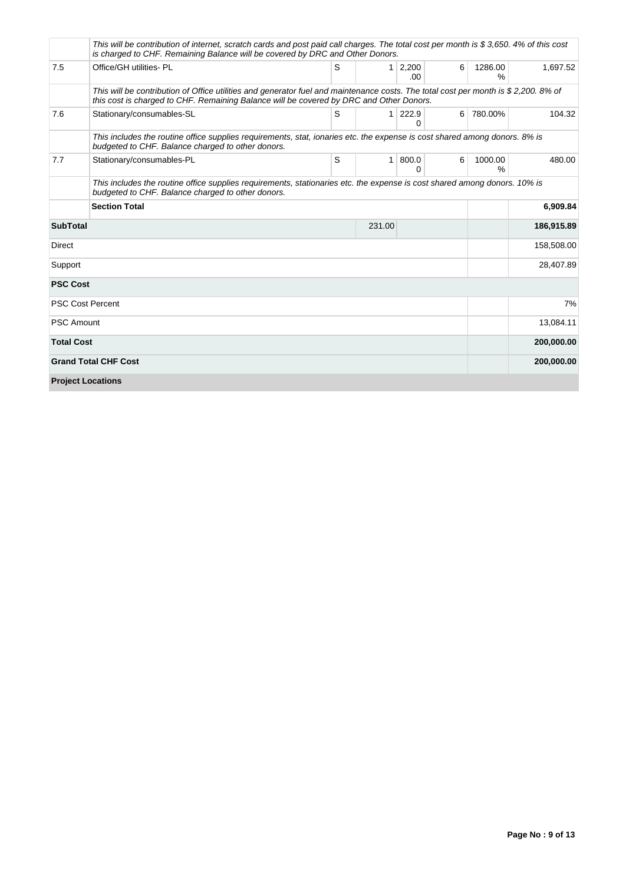| | | | | | | | |
|---|---|---|---|---|---|---|---|
| | *This will be contribution of internet, scratch cards and post paid call charges. The total cost per month is $ 3,650. 4% of this cost is charged to CHF. Remaining Balance will be covered by DRC and Other Donors.* | | | | | | |
| 7.5 | Office/GH utilities- PL | S | 1 | 2,200.00 | 6 | 1286.00% | 1,697.52 |
| | *This will be contribution of Office utilities and generator fuel and maintenance costs. The total cost per month is $ 2,200. 8% of this cost is charged to CHF. Remaining Balance will be covered by DRC and Other Donors.* | | | | | | |
| 7.6 | Stationary/consumables-SL | S | 1 | 222.90 | 6 | 780.00% | 104.32 |
| | *This includes the routine office supplies requirements, stat, ionaries etc. the expense is cost shared among donors. 8% is budgeted to CHF. Balance charged to other donors.* | | | | | | |
| 7.7 | Stationary/consumables-PL | S | 1 | 800.00 | 6 | 1000.00% | 480.00 |
| | *This includes the routine office supplies requirements, stationaries etc. the expense is cost shared among donors. 10% is budgeted to CHF. Balance charged to other donors.* | | | | | | |
| | **Section Total** | | | | | | **6,909.84** |
| **SubTotal** | | | 231.00 | | | | **186,915.89** |
| Direct | | | | | | | 158,508.00 |
| Support | | | | | | | 28,407.89 |
| **PSC Cost** | | | | | | | |
| PSC Cost Percent | | | | | | | 7% |
| PSC Amount | | | | | | | 13,084.11 |
| **Total Cost** | | | | | | | **200,000.00** |
| **Grand Total CHF Cost** | | | | | | | **200,000.00** |

**Project Locations**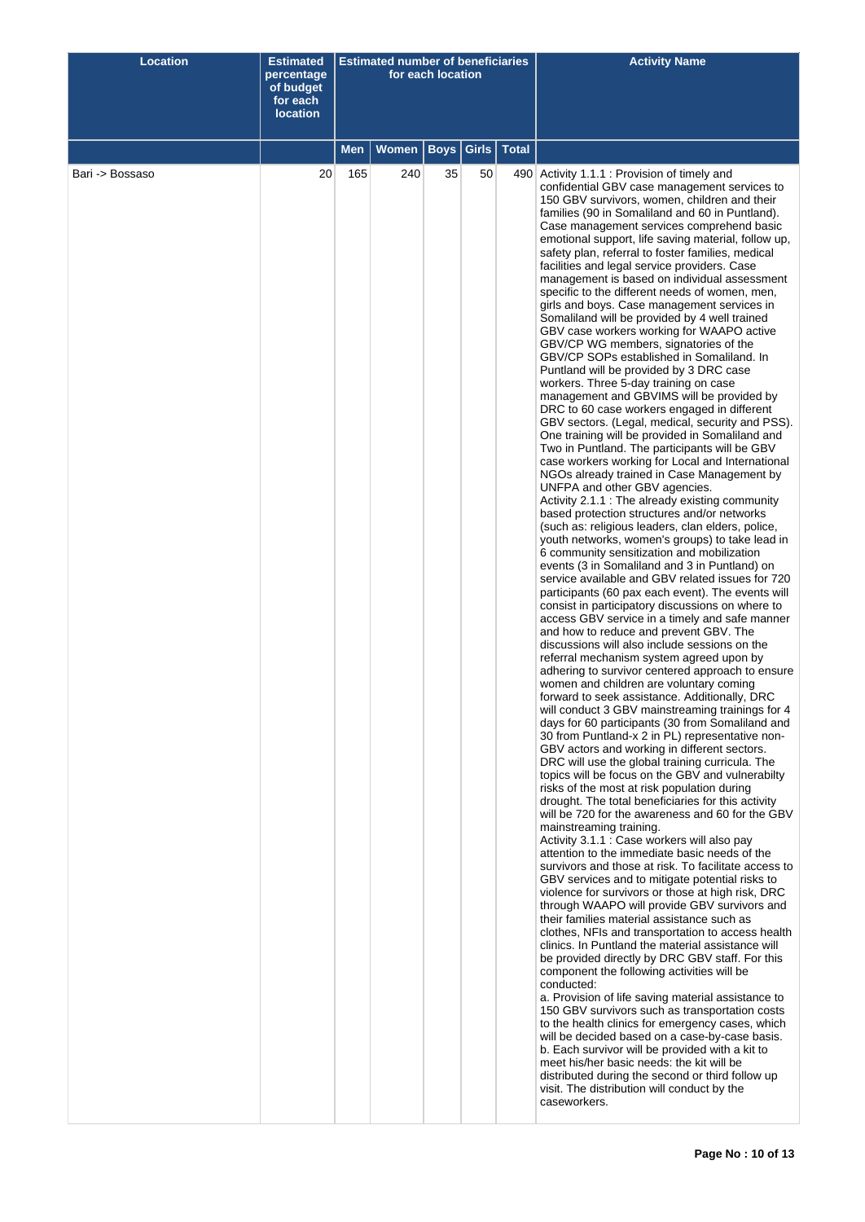| Location | Estimated percentage of budget for each location | Estimated number of beneficiaries for each location | | | | | Activity Name |
|---|---|---|---|---|---|---|---|
| | | Men | Women | Boys | Girls | Total | |
| Bari -> Bossaso | 20 | 165 | 240 | 35 | 50 | 490 | Activity 1.1.1 : Provision of timely and confidential GBV case management services to 150 GBV survivors, women, children and their families (90 in Somaliland and 60 in Puntland). Case management services comprehend basic emotional support, life saving material, follow up, safety plan, referral to foster families, medical facilities and legal service providers. Case management is based on individual assessment specific to the different needs of women, men, girls and boys. Case management services in Somaliland will be provided by 4 well trained GBV case workers working for WAAPO active GBV/CP WG members, signatories of the GBV/CP SOPs established in Somaliland. In Puntland will be provided by 3 DRC case workers. Three 5-day training on case management and GBVIMS will be provided by DRC to 60 case workers engaged in different GBV sectors. (Legal, medical, security and PSS). One training will be provided in Somaliland and Two in Puntland. The participants will be GBV case workers working for Local and International NGOs already trained in Case Management by UNFPA and other GBV agencies.<br>Activity 2.1.1 : The already existing community based protection structures and/or networks (such as: religious leaders, clan elders, police, youth networks, women's groups) to take lead in 6 community sensitization and mobilization events (3 in Somaliland and 3 in Puntland) on service available and GBV related issues for 720 participants (60 pax each event). The events will consist in participatory discussions on where to access GBV service in a timely and safe manner and how to reduce and prevent GBV. The discussions will also include sessions on the referral mechanism system agreed upon by adhering to survivor centered approach to ensure women and children are voluntary coming forward to seek assistance. Additionally, DRC will conduct 3 GBV mainstreaming trainings for 4 days for 60 participants (30 from Somaliland and 30 from Puntland-x 2 in PL) representative non-GBV actors and working in different sectors. DRC will use the global training curricula. The topics will be focus on the GBV and vulnerabilty risks of the most at risk population during drought. The total beneficiaries for this activity will be 720 for the awareness and 60 for the GBV mainstreaming training.<br>Activity 3.1.1 : Case workers will also pay attention to the immediate basic needs of the survivors and those at risk. To facilitate access to GBV services and to mitigate potential risks to violence for survivors or those at high risk, DRC through WAAPO will provide GBV survivors and their families material assistance such as clothes, NFIs and transportation to access health clinics. In Puntland the material assistance will be provided directly by DRC GBV staff. For this component the following activities will be conducted:<br>a. Provision of life saving material assistance to 150 GBV survivors such as transportation costs to the health clinics for emergency cases, which will be decided based on a case-by-case basis.<br>b. Each survivor will be provided with a kit to meet his/her basic needs: the kit will be distributed during the second or third follow up visit. The distribution will conduct by the caseworkers. |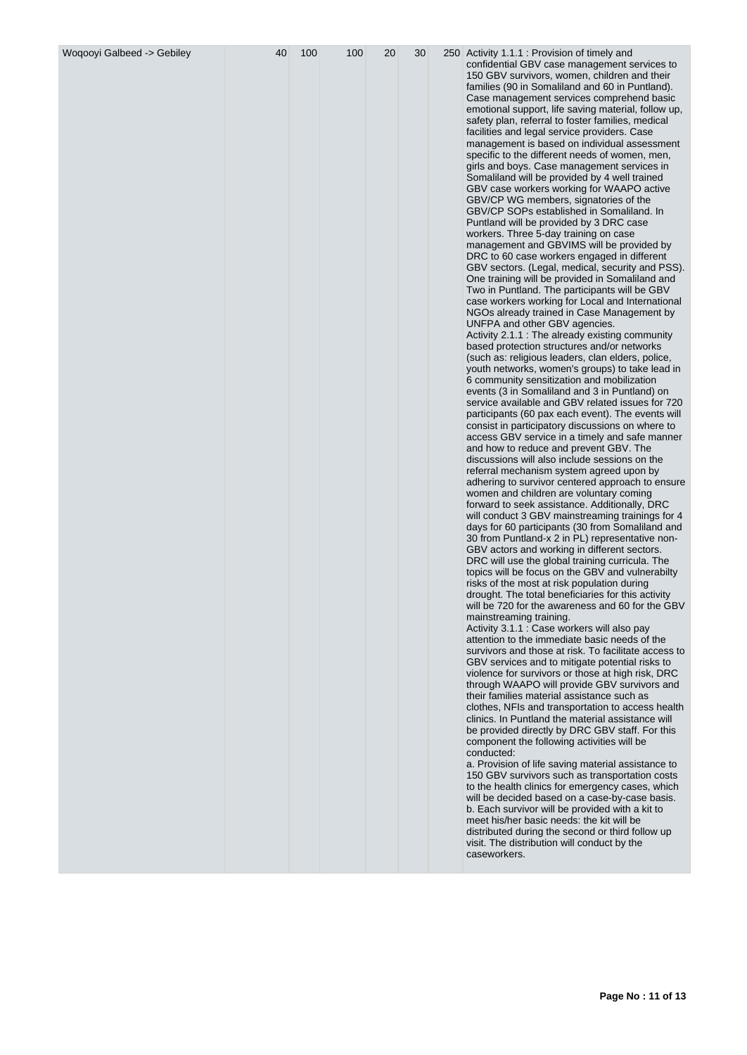| Woqooyi Galbeed -> Gebiley | 40 | 100 | 100 | 20 | 30 | 250 | Activity 1.1.1 : Provision of timely and confidential GBV case management services to 150 GBV survivors, women, children and their families (90 in Somaliland and 60 in Puntland). Case management services comprehend basic emotional support, life saving material, follow up, safety plan, referral to foster families, medical facilities and legal service providers. Case management is based on individual assessment specific to the different needs of women, men, girls and boys. Case management services in Somaliland will be provided by 4 well trained GBV case workers working for WAAPO active GBV/CP WG members, signatories of the GBV/CP SOPs established in Somaliland. In Puntland will be provided by 3 DRC case workers. Three 5-day training on case management and GBVIMS will be provided by DRC to 60 case workers engaged in different GBV sectors. (Legal, medical, security and PSS). One training will be provided in Somaliland and Two in Puntland. The participants will be GBV case workers working for Local and International NGOs already trained in Case Management by UNFPA and other GBV agencies.<br>Activity 2.1.1 : The already existing community based protection structures and/or networks (such as: religious leaders, clan elders, police, youth networks, women's groups) to take lead in 6 community sensitization and mobilization events (3 in Somaliland and 3 in Puntland) on service available and GBV related issues for 720 participants (60 pax each event). The events will consist in participatory discussions on where to access GBV service in a timely and safe manner and how to reduce and prevent GBV. The discussions will also include sessions on the referral mechanism system agreed upon by adhering to survivor centered approach to ensure women and children are voluntary coming forward to seek assistance. Additionally, DRC will conduct 3 GBV mainstreaming trainings for 4 days for 60 participants (30 from Somaliland and 30 from Puntland-x 2 in PL) representative non-GBV actors and working in different sectors. DRC will use the global training curricula. The topics will be focus on the GBV and vulnerabilty risks of the most at risk population during drought. The total beneficiaries for this activity will be 720 for the awareness and 60 for the GBV mainstreaming training.<br>Activity 3.1.1 : Case workers will also pay attention to the immediate basic needs of the survivors and those at risk. To facilitate access to GBV services and to mitigate potential risks to violence for survivors or those at high risk, DRC through WAAPO will provide GBV survivors and their families material assistance such as clothes, NFIs and transportation to access health clinics. In Puntland the material assistance will be provided directly by DRC GBV staff. For this component the following activities will be conducted:<br>a. Provision of life saving material assistance to 150 GBV survivors such as transportation costs to the health clinics for emergency cases, which will be decided based on a case-by-case basis.<br>b. Each survivor will be provided with a kit to meet his/her basic needs: the kit will be distributed during the second or third follow up visit. The distribution will conduct by the caseworkers. |
|---|---|---|---|---|---|---|---|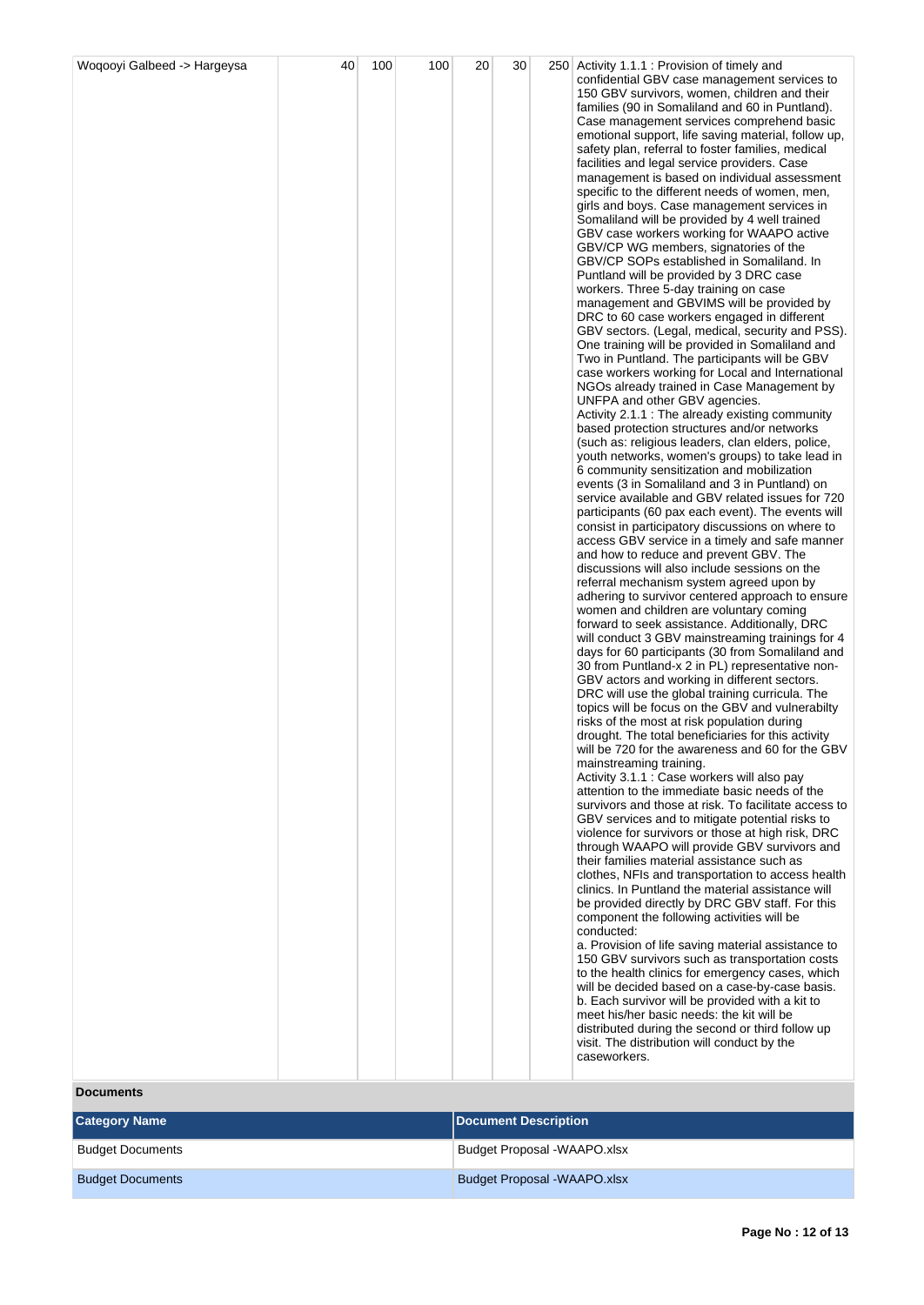| Woqooyi Galbeed -> Hargeysa | 40 | 100 | 100 | 20 | 30 | 250 | Activity 1.1.1 : Provision of timely and confidential GBV case management services to 150 GBV survivors, women, children and their families (90 in Somaliland and 60 in Puntland). Case management services comprehend basic emotional support, life saving material, follow up, safety plan, referral to foster families, medical facilities and legal service providers. Case management is based on individual assessment specific to the different needs of women, men, girls and boys. Case management services in Somaliland will be provided by 4 well trained GBV case workers working for WAAPO active GBV/CP WG members, signatories of the GBV/CP SOPs established in Somaliland. In Puntland will be provided by 3 DRC case workers. Three 5-day training on case management and GBVIMS will be provided by DRC to 60 case workers engaged in different GBV sectors. (Legal, medical, security and PSS). One training will be provided in Somaliland and Two in Puntland. The participants will be GBV case workers working for Local and International NGOs already trained in Case Management by UNFPA and other GBV agencies.<br>Activity 2.1.1 : The already existing community based protection structures and/or networks (such as: religious leaders, clan elders, police, youth networks, women's groups) to take lead in 6 community sensitization and mobilization events (3 in Somaliland and 3 in Puntland) on service available and GBV related issues for 720 participants (60 pax each event). The events will consist in participatory discussions on where to access GBV service in a timely and safe manner and how to reduce and prevent GBV. The discussions will also include sessions on the referral mechanism system agreed upon by adhering to survivor centered approach to ensure women and children are voluntary coming forward to seek assistance. Additionally, DRC will conduct 3 GBV mainstreaming trainings for 4 days for 60 participants (30 from Somaliland and 30 from Puntland-x 2 in PL) representative non-GBV actors and working in different sectors. DRC will use the global training curricula. The topics will be focus on the GBV and vulnerabilty risks of the most at risk population during drought. The total beneficiaries for this activity will be 720 for the awareness and 60 for the GBV mainstreaming training.<br>Activity 3.1.1 : Case workers will also pay attention to the immediate basic needs of the survivors and those at risk. To facilitate access to GBV services and to mitigate potential risks to violence for survivors or those at high risk, DRC through WAAPO will provide GBV survivors and their families material assistance such as clothes, NFIs and transportation to access health clinics. In Puntland the material assistance will be provided directly by DRC GBV staff. For this component the following activities will be conducted:<br>a. Provision of life saving material assistance to 150 GBV survivors such as transportation costs to the health clinics for emergency cases, which will be decided based on a case-by-case basis.<br>b. Each survivor will be provided with a kit to meet his/her basic needs: the kit will be distributed during the second or third follow up visit. The distribution will conduct by the caseworkers. |
|---|---|---|---|---|---|---|---|

**Documents**

| Category Name | Document Description |
|---|---|
| Budget Documents | Budget Proposal -WAAPO.xlsx |
| Budget Documents | Budget Proposal -WAAPO.xlsx |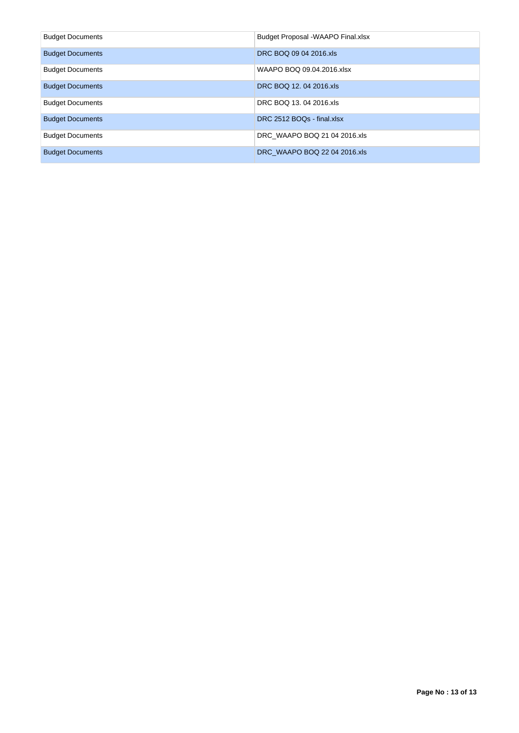| | |
|---|---|
| Budget Documents | Budget Proposal -WAAPO Final.xlsx |
| Budget Documents | DRC BOQ 09 04 2016.xls |
| Budget Documents | WAAPO BOQ 09.04.2016.xlsx |
| Budget Documents | DRC BOQ 12. 04 2016.xls |
| Budget Documents | DRC BOQ 13. 04 2016.xls |
| Budget Documents | DRC 2512 BOQs - final.xlsx |
| Budget Documents | DRC_WAAPO BOQ 21 04 2016.xls |
| Budget Documents | DRC_WAAPO BOQ 22 04 2016.xls |